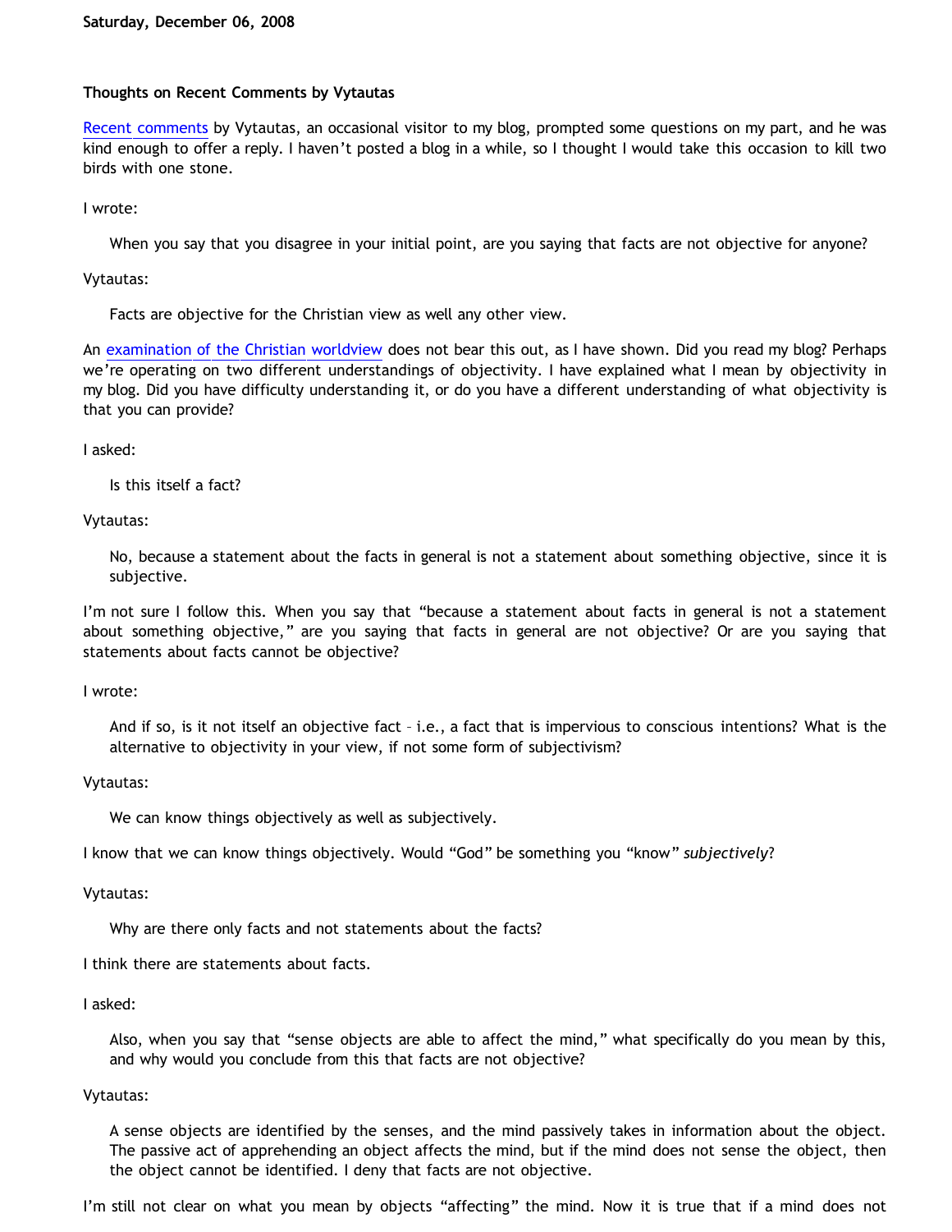**Saturday, December 06, 2008**

### Thoughts on Recent Comments by Vytautas

Recent comments by Vytautas, an occasional visitor to my blog, prompted some questions on my part, and he was kind enough to offer a reply. I haven't posted a blog in a while, so I thought I would take this occasion to kill two birds with one stone.

I wrote:

> When you say that you disagree in your initial point, are you saying that facts are not objective for anyone?

Vytautas:

> Facts are objective for the Christian view as well any other view.

An examination of the Christian worldview does not bear this out, as I have shown. Did you read my blog? Perhaps we're operating on two different understandings of objectivity. I have explained what I mean by objectivity in my blog. Did you have difficulty understanding it, or do you have a different understanding of what objectivity is that you can provide?

I asked:

> Is this itself a fact?

Vytautas:

> No, because a statement about the facts in general is not a statement about something objective, since it is subjective.

I'm not sure I follow this. When you say that "because a statement about facts in general is not a statement about something objective," are you saying that facts in general are not objective? Or are you saying that statements about facts cannot be objective?

I wrote:

> And if so, is it not itself an objective fact – i.e., a fact that is impervious to conscious intentions? What is the alternative to objectivity in your view, if not some form of subjectivism?

Vytautas:

> We can know things objectively as well as subjectively.

I know that we can know things objectively. Would "God" be something you "know" *subjectively*?

Vytautas:

> Why are there only facts and not statements about the facts?

I think there are statements about facts.

I asked:

> Also, when you say that "sense objects are able to affect the mind," what specifically do you mean by this, and why would you conclude from this that facts are not objective?

Vytautas:

> A sense objects are identified by the senses, and the mind passively takes in information about the object. The passive act of apprehending an object affects the mind, but if the mind does not sense the object, then the object cannot be identified. I deny that facts are not objective.

I'm still not clear on what you mean by objects "affecting" the mind. Now it is true that if a mind does not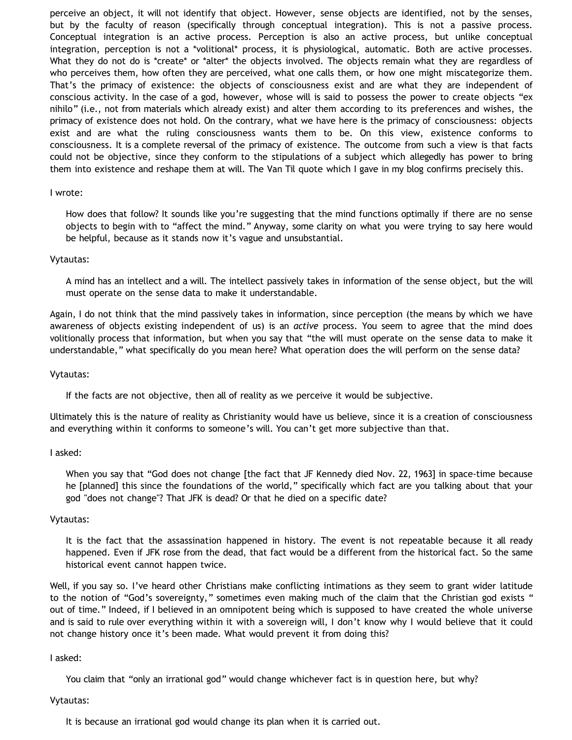perceive an object, it will not identify that object. However, sense objects are identified, not by the senses, but by the faculty of reason (specifically through conceptual integration). This is not a passive process. Conceptual integration is an active process. Perception is also an active process, but unlike conceptual integration, perception is not a *volitional* process, it is physiological, automatic. Both are active processes. What they do not do is *create* or *alter* the objects involved. The objects remain what they are regardless of who perceives them, how often they are perceived, what one calls them, or how one might miscategorize them. That's the primacy of existence: the objects of consciousness exist and are what they are independent of conscious activity. In the case of a god, however, whose will is said to possess the power to create objects "ex nihilo" (i.e., not from materials which already exist) and alter them according to its preferences and wishes, the primacy of existence does not hold. On the contrary, what we have here is the primacy of consciousness: objects exist and are what the ruling consciousness wants them to be. On this view, existence conforms to consciousness. It is a complete reversal of the primacy of existence. The outcome from such a view is that facts could not be objective, since they conform to the stipulations of a subject which allegedly has power to bring them into existence and reshape them at will. The Van Til quote which I gave in my blog confirms precisely this.

I wrote:

> How does that follow? It sounds like you're suggesting that the mind functions optimally if there are no sense objects to begin with to "affect the mind." Anyway, some clarity on what you were trying to say here would be helpful, because as it stands now it's vague and unsubstantial.

Vytautas:

> A mind has an intellect and a will. The intellect passively takes in information of the sense object, but the will must operate on the sense data to make it understandable.

Again, I do not think that the mind passively takes in information, since perception (the means by which we have awareness of objects existing independent of us) is an *active* process. You seem to agree that the mind does volitionally process that information, but when you say that "the will must operate on the sense data to make it understandable," what specifically do you mean here? What operation does the will perform on the sense data?

Vytautas:

> If the facts are not objective, then all of reality as we perceive it would be subjective.

Ultimately this is the nature of reality as Christianity would have us believe, since it is a creation of consciousness and everything within it conforms to someone's will. You can't get more subjective than that.

I asked:

> When you say that "God does not change [the fact that JF Kennedy died Nov. 22, 1963] in space-time because he [planned] this since the foundations of the world," specifically which fact are you talking about that your god "does not change"? That JFK is dead? Or that he died on a specific date?

Vytautas:

> It is the fact that the assassination happened in history. The event is not repeatable because it all ready happened. Even if JFK rose from the dead, that fact would be a different from the historical fact. So the same historical event cannot happen twice.

Well, if you say so. I've heard other Christians make conflicting intimations as they seem to grant wider latitude to the notion of "God's sovereignty," sometimes even making much of the claim that the Christian god exists " out of time." Indeed, if I believed in an omnipotent being which is supposed to have created the whole universe and is said to rule over everything within it with a sovereign will, I don't know why I would believe that it could not change history once it's been made. What would prevent it from doing this?

I asked:

> You claim that "only an irrational god" would change whichever fact is in question here, but why?

Vytautas:

> It is because an irrational god would change its plan when it is carried out.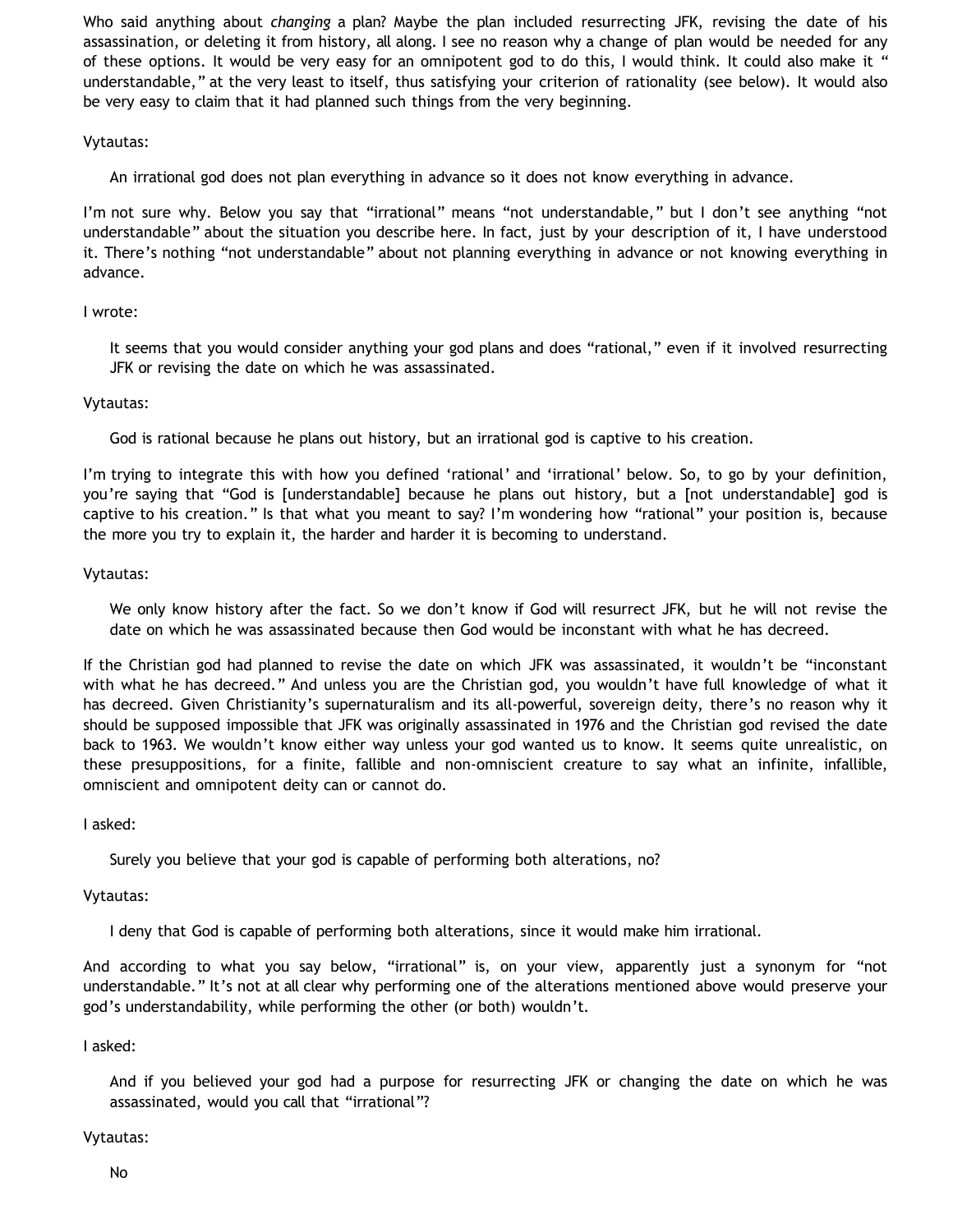Who said anything about *changing* a plan? Maybe the plan included resurrecting JFK, revising the date of his assassination, or deleting it from history, all along. I see no reason why a change of plan would be needed for any of these options. It would be very easy for an omnipotent god to do this, I would think. It could also make it "understandable," at the very least to itself, thus satisfying your criterion of rationality (see below). It would also be very easy to claim that it had planned such things from the very beginning.

Vytautas:

> An irrational god does not plan everything in advance so it does not know everything in advance.

I'm not sure why. Below you say that "irrational" means "not understandable," but I don't see anything "not understandable" about the situation you describe here. In fact, just by your description of it, I have understood it. There's nothing "not understandable" about not planning everything in advance or not knowing everything in advance.

I wrote:

> It seems that you would consider anything your god plans and does "rational," even if it involved resurrecting JFK or revising the date on which he was assassinated.

Vytautas:

> God is rational because he plans out history, but an irrational god is captive to his creation.

I'm trying to integrate this with how you defined 'rational' and 'irrational' below. So, to go by your definition, you're saying that "God is [understandable] because he plans out history, but a [not understandable] god is captive to his creation." Is that what you meant to say? I'm wondering how "rational" your position is, because the more you try to explain it, the harder and harder it is becoming to understand.

Vytautas:

> We only know history after the fact. So we don't know if God will resurrect JFK, but he will not revise the date on which he was assassinated because then God would be inconstant with what he has decreed.

If the Christian god had planned to revise the date on which JFK was assassinated, it wouldn't be "inconstant with what he has decreed." And unless you are the Christian god, you wouldn't have full knowledge of what it has decreed. Given Christianity's supernaturalism and its all-powerful, sovereign deity, there's no reason why it should be supposed impossible that JFK was originally assassinated in 1976 and the Christian god revised the date back to 1963. We wouldn't know either way unless your god wanted us to know. It seems quite unrealistic, on these presuppositions, for a finite, fallible and non-omniscient creature to say what an infinite, infallible, omniscient and omnipotent deity can or cannot do.

I asked:

> Surely you believe that your god is capable of performing both alterations, no?

Vytautas:

> I deny that God is capable of performing both alterations, since it would make him irrational.

And according to what you say below, "irrational" is, on your view, apparently just a synonym for "not understandable." It's not at all clear why performing one of the alterations mentioned above would preserve your god's understandability, while performing the other (or both) wouldn't.

I asked:

> And if you believed your god had a purpose for resurrecting JFK or changing the date on which he was assassinated, would you call that "irrational"?

Vytautas:

> No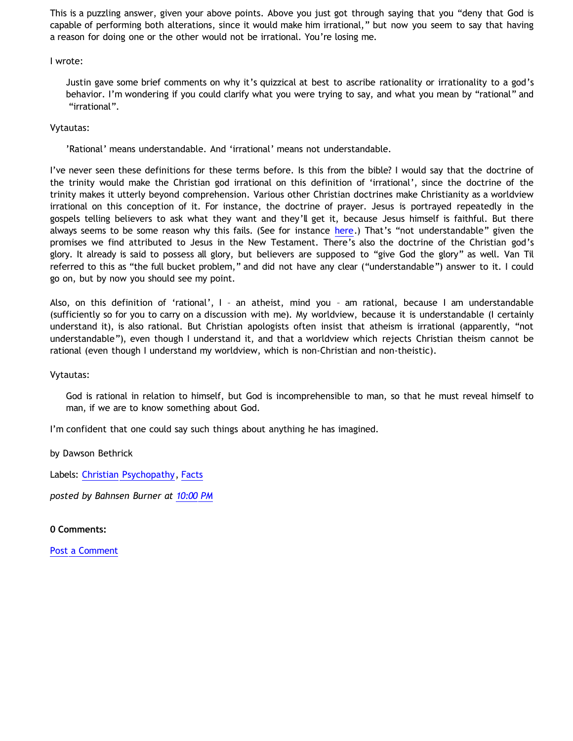This is a puzzling answer, given your above points. Above you just got through saying that you "deny that God is capable of performing both alterations, since it would make him irrational," but now you seem to say that having a reason for doing one or the other would not be irrational. You're losing me.

I wrote:

> Justin gave some brief comments on why it's quizzical at best to ascribe rationality or irrationality to a god's behavior. I'm wondering if you could clarify what you were trying to say, and what you mean by "rational" and "irrational".

Vytautas:

> 'Rational' means understandable. And 'irrational' means not understandable.

I've never seen these definitions for these terms before. Is this from the bible? I would say that the doctrine of the trinity would make the Christian god irrational on this definition of 'irrational', since the doctrine of the trinity makes it utterly beyond comprehension. Various other Christian doctrines make Christianity as a worldview irrational on this conception of it. For instance, the doctrine of prayer. Jesus is portrayed repeatedly in the gospels telling believers to ask what they want and they'll get it, because Jesus himself is faithful. But there always seems to be some reason why this fails. (See for instance [here](#).) That's "not understandable" given the promises we find attributed to Jesus in the New Testament. There's also the doctrine of the Christian god's glory. It already is said to possess all glory, but believers are supposed to "give God the glory" as well. Van Til referred to this as "the full bucket problem," and did not have any clear ("understandable") answer to it. I could go on, but by now you should see my point.

Also, on this definition of 'rational', I – an atheist, mind you – am rational, because I am understandable (sufficiently so for you to carry on a discussion with me). My worldview, because it is understandable (I certainly understand it), is also rational. But Christian apologists often insist that atheism is irrational (apparently, "not understandable"), even though I understand it, and that a worldview which rejects Christian theism cannot be rational (even though I understand my worldview, which is non-Christian and non-theistic).

Vytautas:

> God is rational in relation to himself, but God is incomprehensible to man, so that he must reveal himself to man, if we are to know something about God.

I'm confident that one could say such things about anything he has imagined.

by Dawson Bethrick

Labels: [Christian Psychopathy](#), [Facts](#)

*posted by Bahnsen Burner at [10:00 PM](#)*

**0 Comments:**

[Post a Comment](#)